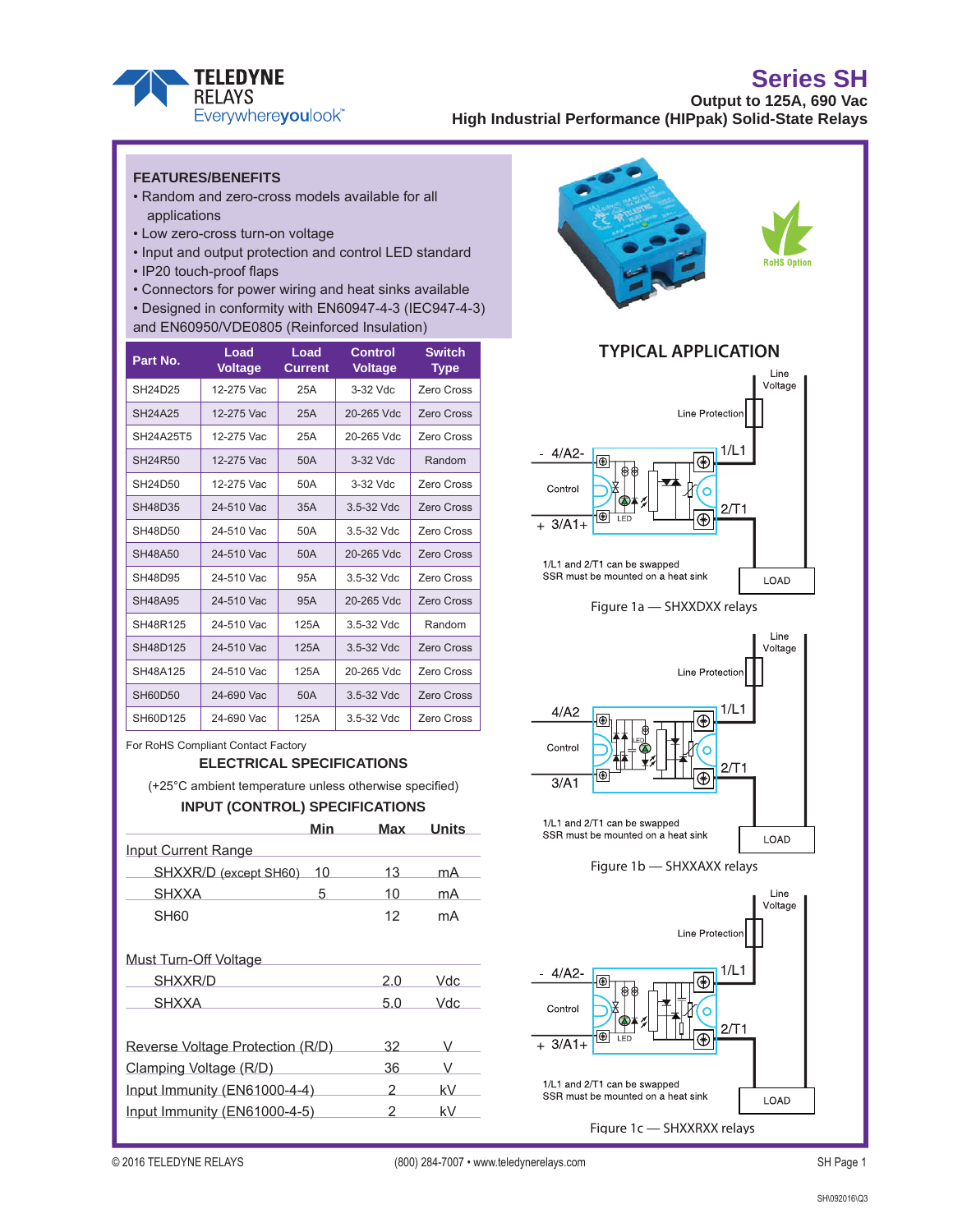TELEDYNE RELAYS
Everywhereyoulook™

# Series SH

**Output to 125A, 690 Vac**
**High Industrial Performance (HIPpak) Solid-State Relays**

## FEATURES/BENEFITS

- Random and zero-cross models available for all applications
- Low zero-cross turn-on voltage
- Input and output protection and control LED standard
- IP20 touch-proof flaps
- Connectors for power wiring and heat sinks available
- Designed in conformity with EN60947-4-3 (IEC947-4-3) and EN60950/VDE0805 (Reinforced Insulation)

| Part No. | Load Voltage | Load Current | Control Voltage | Switch Type |
|---|---|---|---|---|
| SH24D25 | 12-275 Vac | 25A | 3-32 Vdc | Zero Cross |
| SH24A25 | 12-275 Vac | 25A | 20-265 Vdc | Zero Cross |
| SH24A25T5 | 12-275 Vac | 25A | 20-265 Vdc | Zero Cross |
| SH24R50 | 12-275 Vac | 50A | 3-32 Vdc | Random |
| SH24D50 | 12-275 Vac | 50A | 3-32 Vdc | Zero Cross |
| SH48D35 | 24-510 Vac | 35A | 3.5-32 Vdc | Zero Cross |
| SH48D50 | 24-510 Vac | 50A | 3.5-32 Vdc | Zero Cross |
| SH48A50 | 24-510 Vac | 50A | 20-265 Vdc | Zero Cross |
| SH48D95 | 24-510 Vac | 95A | 3.5-32 Vdc | Zero Cross |
| SH48A95 | 24-510 Vac | 95A | 20-265 Vdc | Zero Cross |
| SH48R125 | 24-510 Vac | 125A | 3.5-32 Vdc | Random |
| SH48D125 | 24-510 Vac | 125A | 3.5-32 Vdc | Zero Cross |
| SH48A125 | 24-510 Vac | 125A | 20-265 Vdc | Zero Cross |
| SH60D50 | 24-690 Vac | 50A | 3.5-32 Vdc | Zero Cross |
| SH60D125 | 24-690 Vac | 125A | 3.5-32 Vdc | Zero Cross |

For RoHS Compliant Contact Factory

## ELECTRICAL SPECIFICATIONS

(+25°C ambient temperature unless otherwise specified)

### INPUT (CONTROL) SPECIFICATIONS

| | Min | Max | Units |
|---|---|---|---|
| **Input Current Range** | | | |
| SHXXR/D (except SH60) | 10 | 13 | mA |
| SHXXA | 5 | 10 | mA |
| SH60 | | 12 | mA |
| **Must Turn-Off Voltage** | | | |
| SHXXR/D | | 2.0 | Vdc |
| SHXXA | | 5.0 | Vdc |
| Reverse Voltage Protection (R/D) | | 32 | V |
| Clamping Voltage (R/D) | | 36 | V |
| Input Immunity (EN61000-4-4) | | 2 | kV |
| Input Immunity (EN61000-4-5) | | 2 | kV |

RoHS Option

## TYPICAL APPLICATION

Line Voltage; Line Protection; 1/L1; 2/T1; - 4/A2-; Control; + 3/A1+; LED; LOAD

1/L1 and 2/T1 can be swapped
SSR must be mounted on a heat sink

Figure 1a — SHXXDXX relays

Line Voltage; Line Protection; 1/L1; 2/T1; 4/A2; Control; 3/A1; LED; LOAD

1/L1 and 2/T1 can be swapped
SSR must be mounted on a heat sink

Figure 1b — SHXXAXX relays

Line Voltage; Line Protection; 1/L1; 2/T1; - 4/A2-; Control; + 3/A1+; LED; LOAD

1/L1 and 2/T1 can be swapped
SSR must be mounted on a heat sink

Figure 1c — SHXXRXX relays

© 2016 TELEDYNE RELAYS (800) 284-7007 • www.teledynerelays.com

SH\092016\Q3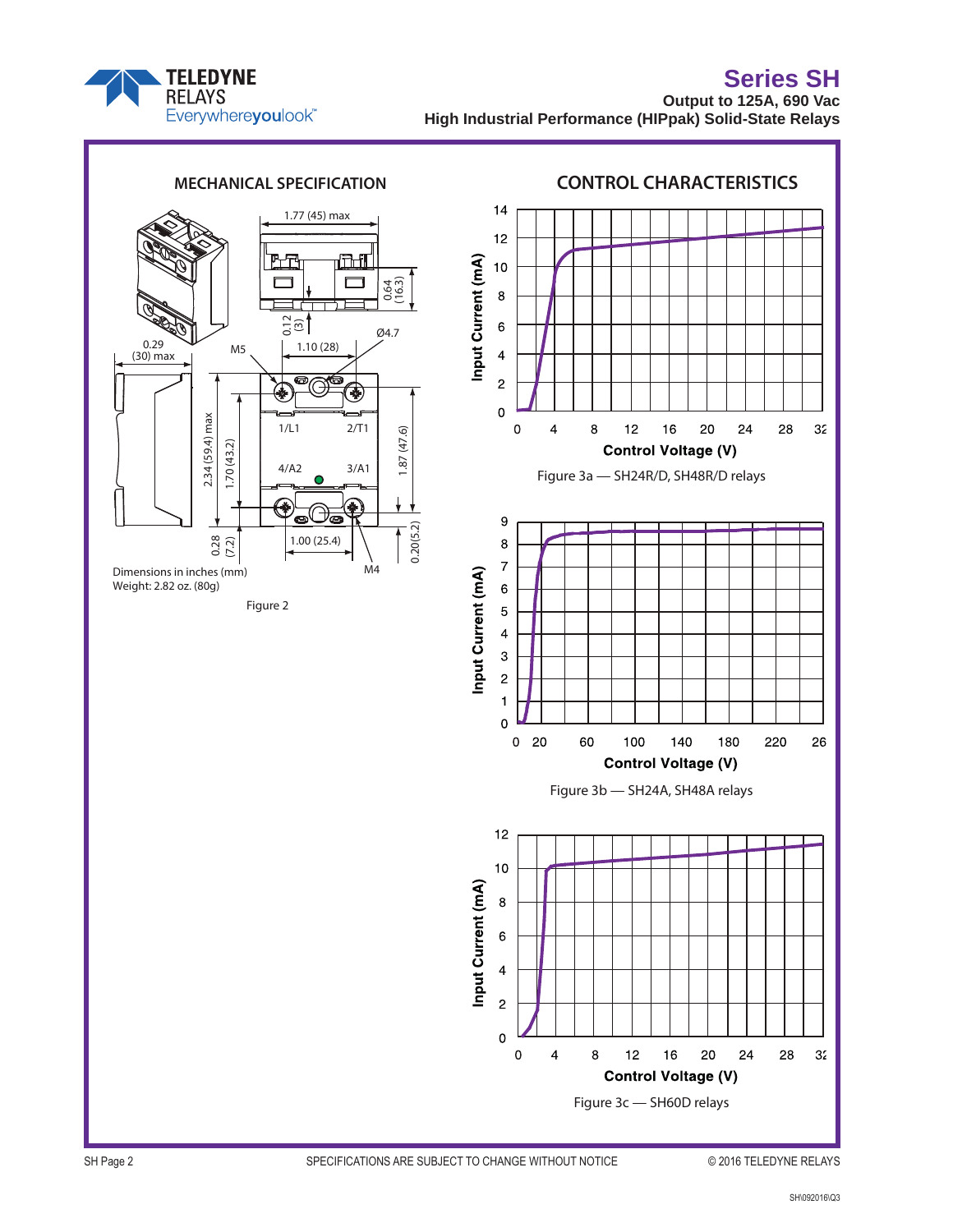## MECHANICAL SPECIFICATION

Dimensions in inches (mm)
Weight: 2.82 oz. (80g)

Figure 2

## CONTROL CHARACTERISTICS

Figure 3a — SH24R/D, SH48R/D relays

Figure 3b — SH24A, SH48A relays

Figure 3c — SH60D relays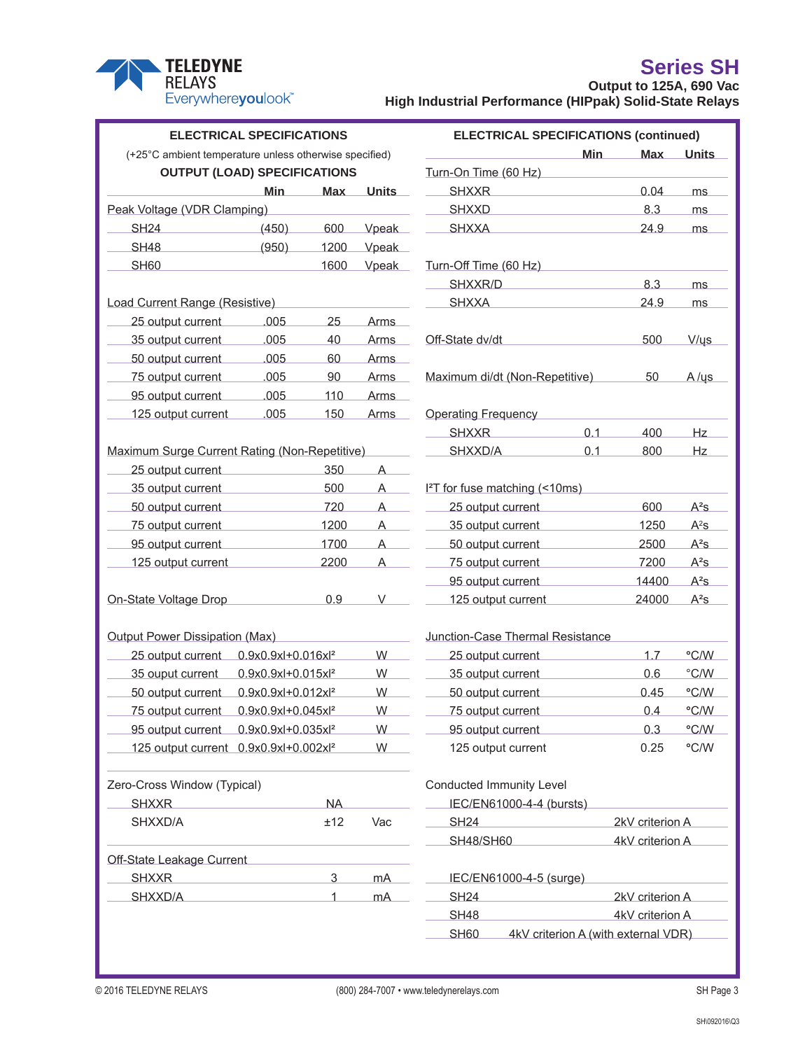## ELECTRICAL SPECIFICATIONS

(+25°C ambient temperature unless otherwise specified)

### OUTPUT (LOAD) SPECIFICATIONS

| | Min | Max | Units |
|---|---|---|---|
| **Peak Voltage (VDR Clamping)** | | | |
| SH24 | (450) | 600 | Vpeak |
| SH48 | (950) | 1200 | Vpeak |
| SH60 | | 1600 | Vpeak |
| **Load Current Range (Resistive)** | | | |
| 25 output current | .005 | 25 | Arms |
| 35 output current | .005 | 40 | Arms |
| 50 output current | .005 | 60 | Arms |
| 75 output current | .005 | 90 | Arms |
| 95 output current | .005 | 110 | Arms |
| 125 output current | .005 | 150 | Arms |
| **Maximum Surge Current Rating (Non-Repetitive)** | | | |
| 25 output current | | 350 | A |
| 35 output current | | 500 | A |
| 50 output current | | 720 | A |
| 75 output current | | 1200 | A |
| 95 output current | | 1700 | A |
| 125 output current | | 2200 | A |
| **On-State Voltage Drop** | | 0.9 | V |
| **Output Power Dissipation (Max)** | | | |
| 25 output current | 0.9x0.9xI+0.016xI² | | W |
| 35 ouput current | 0.9x0.9xI+0.015xI² | | W |
| 50 output current | 0.9x0.9xI+0.012xI² | | W |
| 75 output current | 0.9x0.9xI+0.045xI² | | W |
| 95 output current | 0.9x0.9xI+0.035xI² | | W |
| 125 output current | 0.9x0.9xI+0.002xI² | | W |
| **Zero-Cross Window (Typical)** | | | |
| SHXXR | | NA | |
| SHXXD/A | | ±12 | Vac |
| **Off-State Leakage Current** | | | |
| SHXXR | | 3 | mA |
| SHXXD/A | | 1 | mA |

## ELECTRICAL SPECIFICATIONS (continued)

| | Min | Max | Units |
|---|---|---|---|
| **Turn-On Time (60 Hz)** | | | |
| SHXXR | | 0.04 | ms |
| SHXXD | | 8.3 | ms |
| SHXXA | | 24.9 | ms |
| **Turn-Off Time (60 Hz)** | | | |
| SHXXR/D | | 8.3 | ms |
| SHXXA | | 24.9 | ms |
| **Off-State dv/dt** | | 500 | V/μs |
| **Maximum di/dt (Non-Repetitive)** | | 50 | A/μs |
| **Operating Frequency** | | | |
| SHXXR | 0.1 | 400 | Hz |
| SHXXD/A | 0.1 | 800 | Hz |
| **I²T for fuse matching (<10ms)** | | | |
| 25 output current | | 600 | A²s |
| 35 output current | | 1250 | A²s |
| 50 output current | | 2500 | A²s |
| 75 output current | | 7200 | A²s |
| 95 output current | | 14400 | A²s |
| 125 output current | | 24000 | A²s |
| **Junction-Case Thermal Resistance** | | | |
| 25 output current | | 1.7 | °C/W |
| 35 output current | | 0.6 | °C/W |
| 50 output current | | 0.45 | °C/W |
| 75 output current | | 0.4 | °C/W |
| 95 output current | | 0.3 | °C/W |
| 125 output current | | 0.25 | °C/W |

**Conducted Immunity Level**

| IEC/EN61000-4-4 (bursts) | |
|---|---|
| SH24 | 2kV criterion A |
| SH48/SH60 | 4kV criterion A |

| IEC/EN61000-4-5 (surge) | |
|---|---|
| SH24 | 2kV criterion A |
| SH48 | 4kV criterion A |
| SH60 | 4kV criterion A (with external VDR) |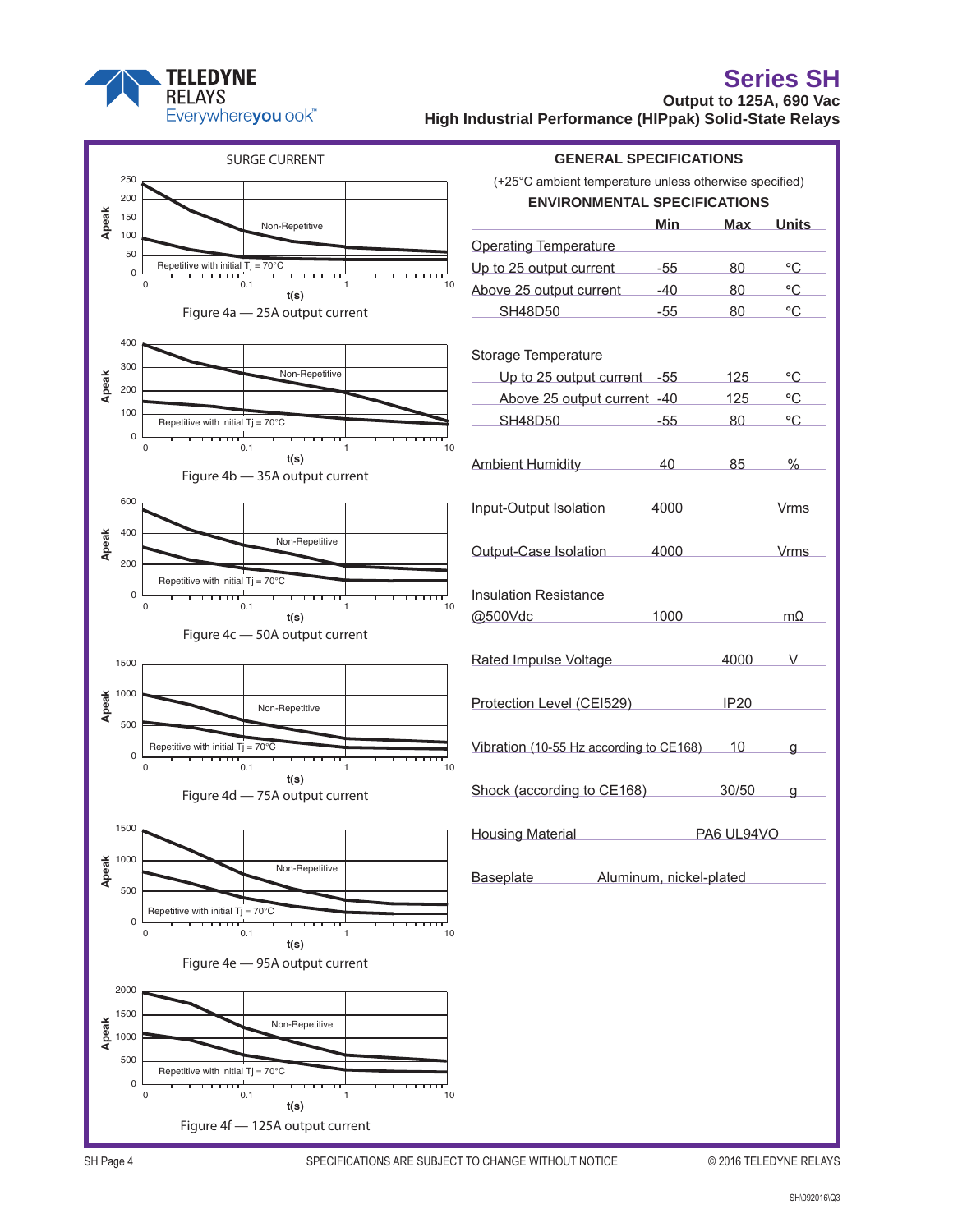## SURGE CURRENT

Figure 4a — 25A output current

Figure 4b — 35A output current

Figure 4c — 50A output current

Figure 4d — 75A output current

Figure 4e — 95A output current

Figure 4f — 125A output current

## GENERAL SPECIFICATIONS

(+25°C ambient temperature unless otherwise specified)

### ENVIRONMENTAL SPECIFICATIONS

| | Min | Max | Units |
|---|---|---|---|
| **Operating Temperature** | | | |
| Up to 25 output current | -55 | 80 | °C |
| Above 25 output current | -40 | 80 | °C |
| SH48D50 | -55 | 80 | °C |
| **Storage Temperature** | | | |
| Up to 25 output current | -55 | 125 | °C |
| Above 25 output current | -40 | 125 | °C |
| SH48D50 | -55 | 80 | °C |
| Ambient Humidity | 40 | 85 | % |
| Input-Output Isolation | 4000 | | Vrms |
| Output-Case Isolation | 4000 | | Vrms |
| Insulation Resistance @500Vdc | 1000 | | mΩ |
| Rated Impulse Voltage | | 4000 | V |
| Protection Level (CEI529) | | IP20 | |
| Vibration (10-55 Hz according to CE168) | | 10 | g |
| Shock (according to CE168) | | 30/50 | g |
| Housing Material | | PA6 UL94VO | |
| Baseplate | Aluminum, nickel-plated | | |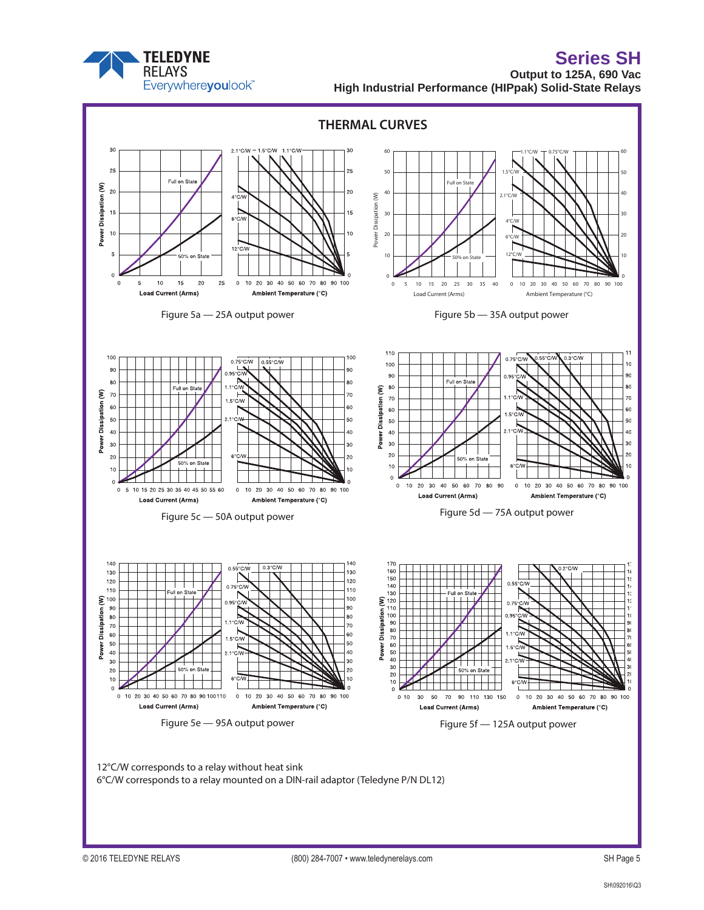## THERMAL CURVES

Figure 5a — 25A output power

Figure 5b — 35A output power

Figure 5c — 50A output power

Figure 5d — 75A output power

Figure 5e — 95A output power

Figure 5f — 125A output power

12°C/W corresponds to a relay without heat sink
6°C/W corresponds to a relay mounted on a DIN-rail adaptor (Teledyne P/N DL12)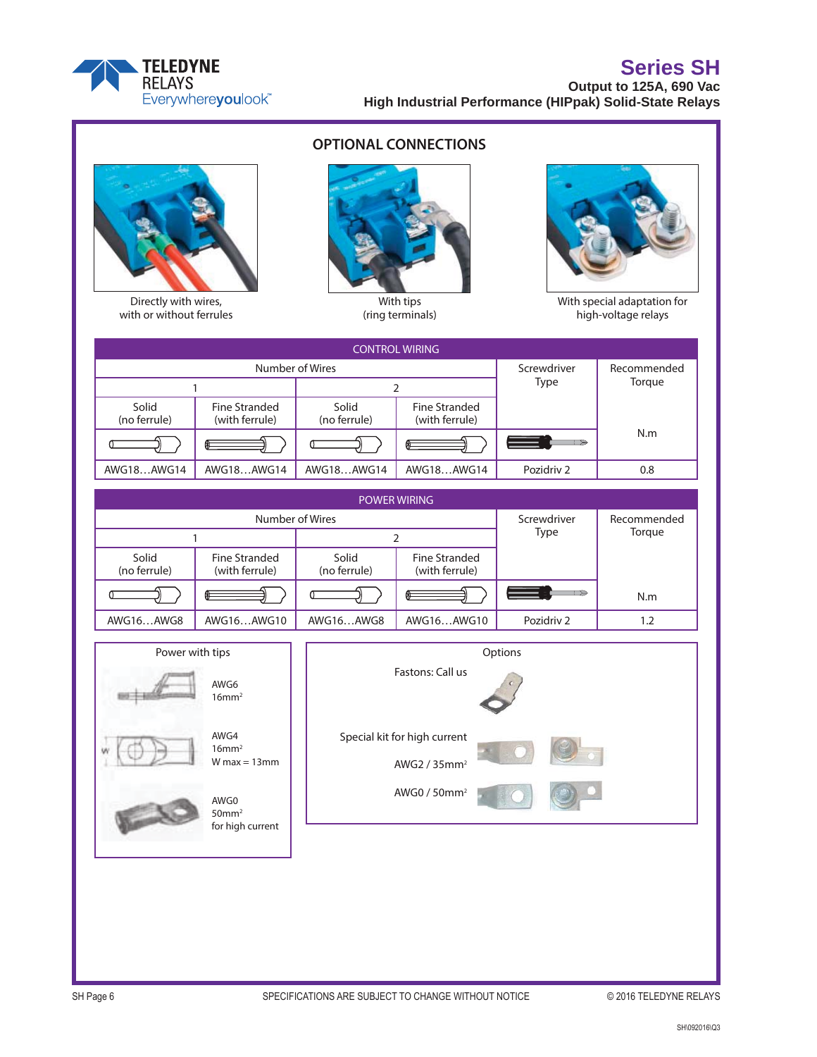## OPTIONAL CONNECTIONS

Directly with wires, with or without ferrules

With tips (ring terminals)

With special adaptation for high-voltage relays

| CONTROL WIRING | | | | | |
|---|---|---|---|---|---|
| Number of Wires | | | | Screwdriver Type | Recommended Torque |
| 1 | | 2 | | | |
| Solid (no ferrule) | Fine Stranded (with ferrule) | Solid (no ferrule) | Fine Stranded (with ferrule) | | N.m |
| AWG18…AWG14 | AWG18…AWG14 | AWG18…AWG14 | AWG18…AWG14 | Pozidriv 2 | 0.8 |

| POWER WIRING | | | | | |
|---|---|---|---|---|---|
| Number of Wires | | | | Screwdriver Type | Recommended Torque |
| 1 | | 2 | | | |
| Solid (no ferrule) | Fine Stranded (with ferrule) | Solid (no ferrule) | Fine Stranded (with ferrule) | | N.m |
| AWG16…AWG8 | AWG16…AWG10 | AWG16…AWG8 | AWG16…AWG10 | Pozidriv 2 | 1.2 |

**Power with tips**

- AWG6, 16mm²
- AWG4, 16mm², W max = 13mm
- AWG0, 50mm², for high current

**Options**

Fastons: Call us

Special kit for high current

- AWG2 / 35mm²
- AWG0 / 50mm²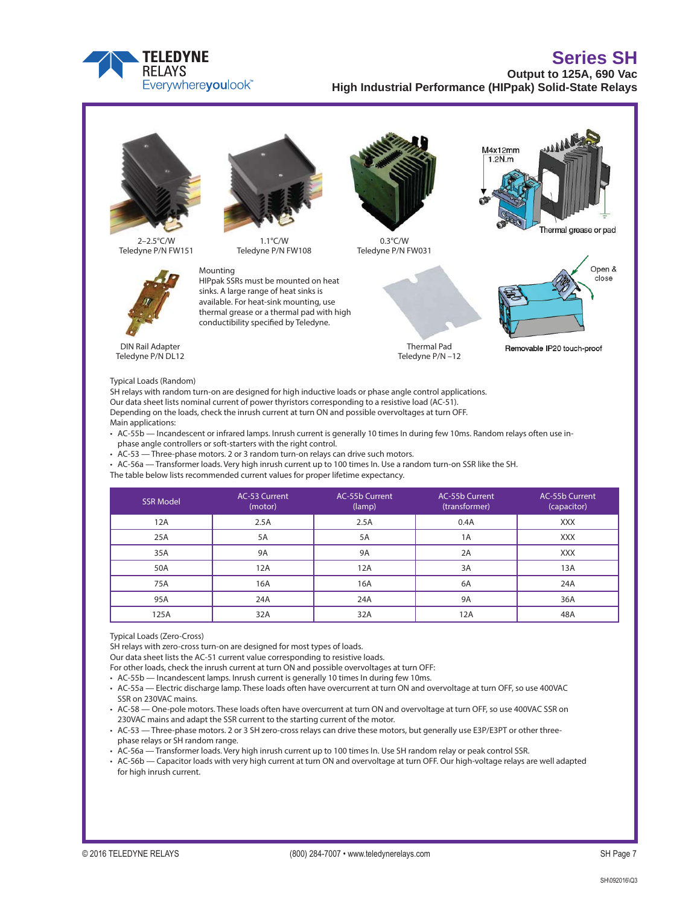2–2.5°C/W
Teledyne P/N FW151

1.1°C/W
Teledyne P/N FW108

0.3°C/W
Teledyne P/N FW031

M4x12mm
1.2N.m

Thermal grease or pad

DIN Rail Adapter
Teledyne P/N DL12

Mounting
HIPpak SSRs must be mounted on heat sinks. A large range of heat sinks is available. For heat-sink mounting, use thermal grease or a thermal pad with high conductibility specified by Teledyne.

Thermal Pad
Teledyne P/N –12

Open & close

Removable IP20 touch-proof

Typical Loads (Random)

SH relays with random turn-on are designed for high inductive loads or phase angle control applications.
Our data sheet lists nominal current of power thyristors corresponding to a resistive load (AC-51).
Depending on the loads, check the inrush current at turn ON and possible overvoltages at turn OFF.
Main applications:

- AC-55b — Incandescent or infrared lamps. Inrush current is generally 10 times In during few 10ms. Random relays often use in-phase angle controllers or soft-starters with the right control.
- AC-53 — Three-phase motors. 2 or 3 random turn-on relays can drive such motors.
- AC-56a — Transformer loads. Very high inrush current up to 100 times In. Use a random turn-on SSR like the SH.

The table below lists recommended current values for proper lifetime expectancy.

| SSR Model | AC-53 Current (motor) | AC-55b Current (lamp) | AC-55b Current (transformer) | AC-55b Current (capacitor) |
|---|---|---|---|---|
| 12A | 2.5A | 2.5A | 0.4A | XXX |
| 25A | 5A | 5A | 1A | XXX |
| 35A | 9A | 9A | 2A | XXX |
| 50A | 12A | 12A | 3A | 13A |
| 75A | 16A | 16A | 6A | 24A |
| 95A | 24A | 24A | 9A | 36A |
| 125A | 32A | 32A | 12A | 48A |

Typical Loads (Zero-Cross)

SH relays with zero-cross turn-on are designed for most types of loads.
Our data sheet lists the AC-51 current value corresponding to resistive loads.
For other loads, check the inrush current at turn ON and possible overvoltages at turn OFF:

- AC-55b — Incandescent lamps. Inrush current is generally 10 times In during few 10ms.
- AC-55a — Electric discharge lamp. These loads often have overcurrent at turn ON and overvoltage at turn OFF, so use 400VAC SSR on 230VAC mains.
- AC-58 — One-pole motors. These loads often have overcurrent at turn ON and overvoltage at turn OFF, so use 400VAC SSR on 230VAC mains and adapt the SSR current to the starting current of the motor.
- AC-53 — Three-phase motors. 2 or 3 SH zero-cross relays can drive these motors, but generally use E3P/E3PT or other three-phase relays or SH random range.
- AC-56a — Transformer loads. Very high inrush current up to 100 times In. Use SH random relay or peak control SSR.
- AC-56b — Capacitor loads with very high current at turn ON and overvoltage at turn OFF. Our high-voltage relays are well adapted for high inrush current.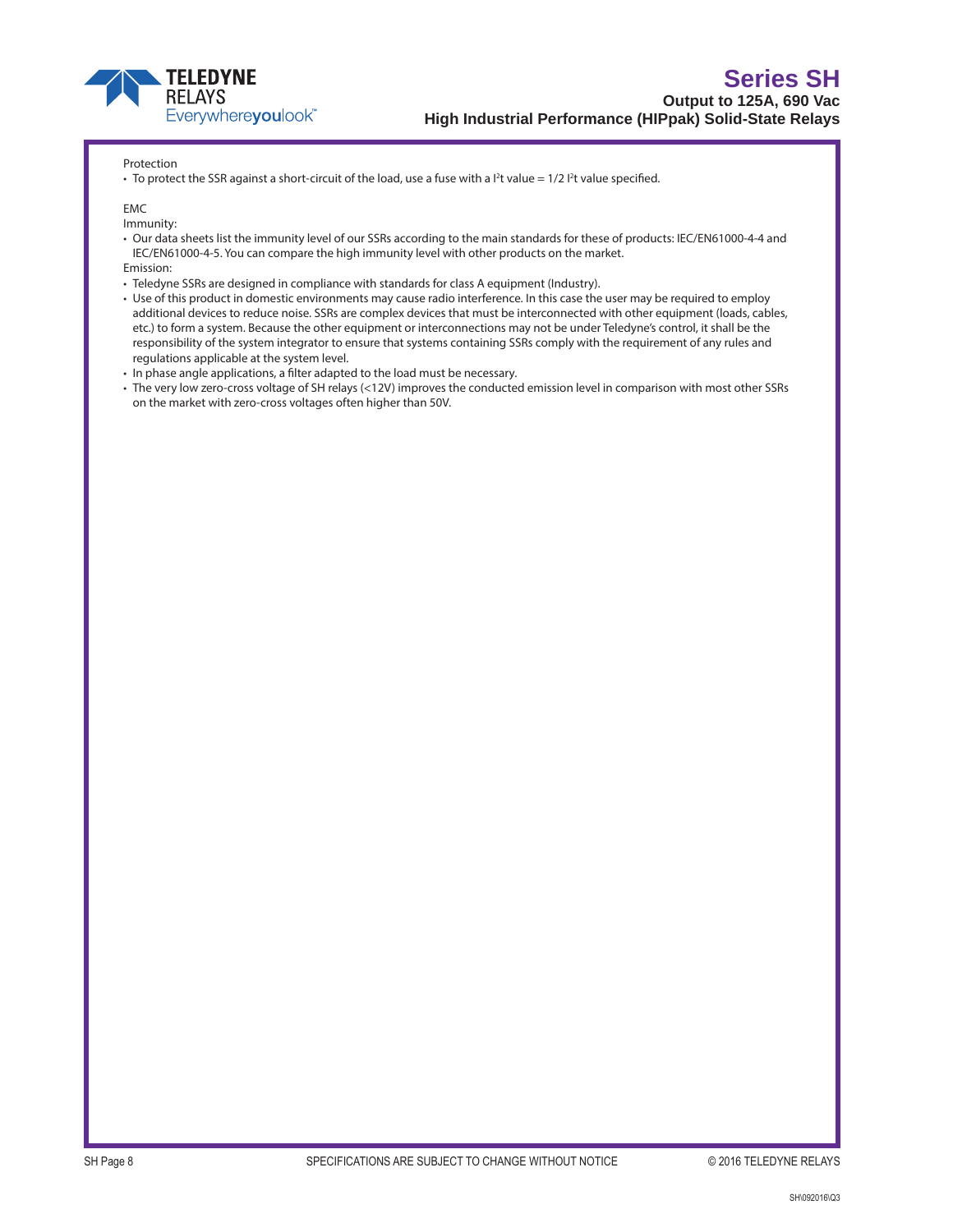Protection

- To protect the SSR against a short-circuit of the load, use a fuse with a $I^2t$ value = 1/2 $I^2t$ value specified.

EMC

Immunity:

- Our data sheets list the immunity level of our SSRs according to the main standards for these of products: IEC/EN61000-4-4 and IEC/EN61000-4-5. You can compare the high immunity level with other products on the market.

Emission:

- Teledyne SSRs are designed in compliance with standards for class A equipment (Industry).
- Use of this product in domestic environments may cause radio interference. In this case the user may be required to employ additional devices to reduce noise. SSRs are complex devices that must be interconnected with other equipment (loads, cables, etc.) to form a system. Because the other equipment or interconnections may not be under Teledyne's control, it shall be the responsibility of the system integrator to ensure that systems containing SSRs comply with the requirement of any rules and regulations applicable at the system level.
- In phase angle applications, a filter adapted to the load must be necessary.
- The very low zero-cross voltage of SH relays (<12V) improves the conducted emission level in comparison with most other SSRs on the market with zero-cross voltages often higher than 50V.